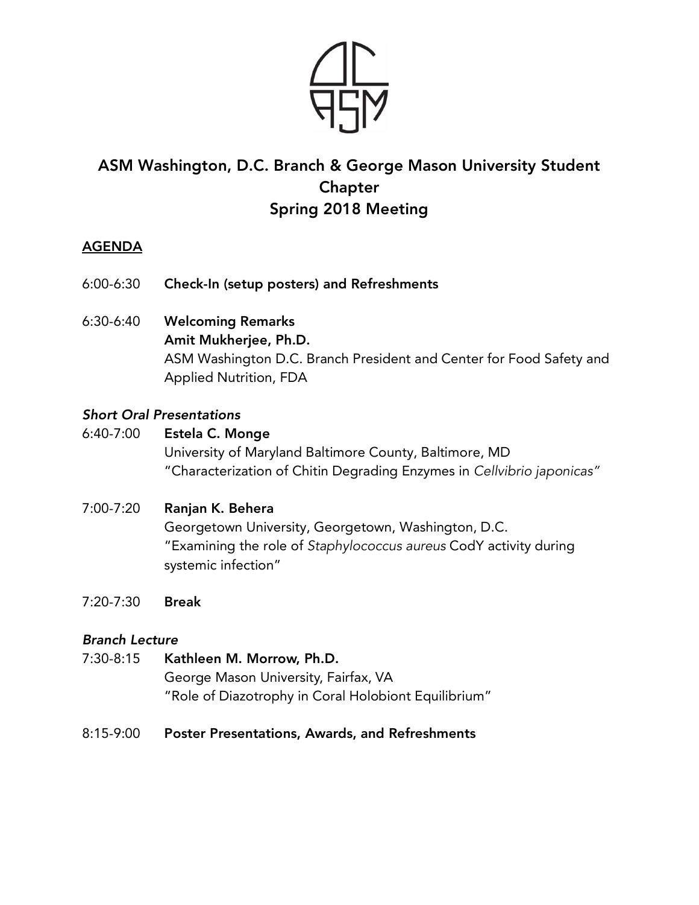# ASM Washington, D.C. Branch & George Mason University Student Chapter
# Spring 2018 Meeting

## AGENDA

6:00-6:30 **Check-In (setup posters) and Refreshments**

6:30-6:40 **Welcoming Remarks**
**Amit Mukherjee, Ph.D.**
ASM Washington D.C. Branch President and Center for Food Safety and Applied Nutrition, FDA

### *Short Oral Presentations*

6:40-7:00 **Estela C. Monge**
University of Maryland Baltimore County, Baltimore, MD
"Characterization of Chitin Degrading Enzymes in *Cellvibrio japonicas"*

7:00-7:20 **Ranjan K. Behera**
Georgetown University, Georgetown, Washington, D.C.
"Examining the role of *Staphylococcus aureus* CodY activity during systemic infection"

7:20-7:30 **Break**

### *Branch Lecture*

7:30-8:15 **Kathleen M. Morrow, Ph.D.**
George Mason University, Fairfax, VA
"Role of Diazotrophy in Coral Holobiont Equilibrium"

8:15-9:00 **Poster Presentations, Awards, and Refreshments**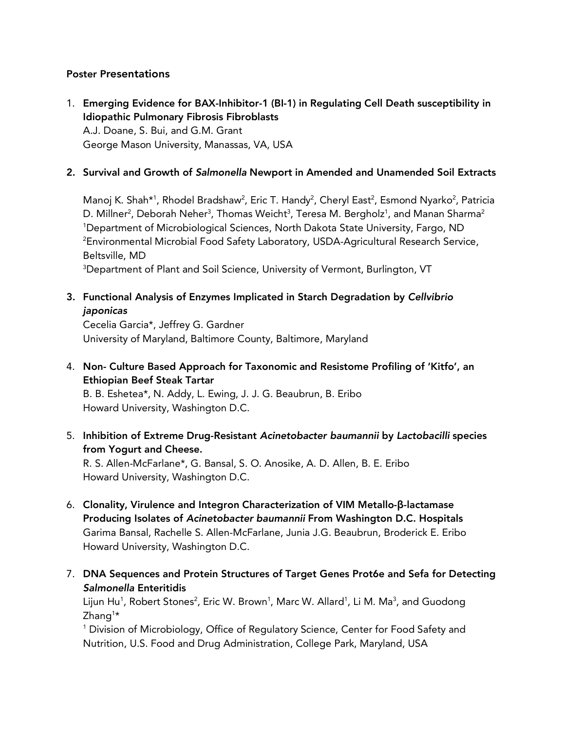**Poster Presentations**

1. **Emerging Evidence for BAX-Inhibitor-1 (BI-1) in Regulating Cell Death susceptibility in Idiopathic Pulmonary Fibrosis Fibroblasts**
   A.J. Doane, S. Bui, and G.M. Grant
   George Mason University, Manassas, VA, USA

2. **Survival and Growth of *Salmonella* Newport in Amended and Unamended Soil Extracts**

   Manoj K. Shah*[1], Rhodel Bradshaw[2], Eric T. Handy[2], Cheryl East[2], Esmond Nyarko[2], Patricia D. Millner[2], Deborah Neher[3], Thomas Weicht[3], Teresa M. Bergholz[1], and Manan Sharma[2]
   [1]Department of Microbiological Sciences, North Dakota State University, Fargo, ND
   [2]Environmental Microbial Food Safety Laboratory, USDA-Agricultural Research Service, Beltsville, MD
   [3]Department of Plant and Soil Science, University of Vermont, Burlington, VT

3. **Functional Analysis of Enzymes Implicated in Starch Degradation by *Cellvibrio japonicas***
   Cecelia Garcia*, Jeffrey G. Gardner
   University of Maryland, Baltimore County, Baltimore, Maryland

4. **Non- Culture Based Approach for Taxonomic and Resistome Profiling of 'Kitfo', an Ethiopian Beef Steak Tartar**
   B. B. Eshetea*, N. Addy, L. Ewing, J. J. G. Beaubrun, B. Eribo
   Howard University, Washington D.C.

5. **Inhibition of Extreme Drug-Resistant *Acinetobacter baumannii* by *Lactobacilli* species from Yogurt and Cheese.**
   R. S. Allen-McFarlane*, G. Bansal, S. O. Anosike, A. D. Allen, B. E. Eribo
   Howard University, Washington D.C.

6. **Clonality, Virulence and Integron Characterization of VIM Metallo-β-lactamase Producing Isolates of *Acinetobacter baumannii* From Washington D.C. Hospitals**
   Garima Bansal, Rachelle S. Allen-McFarlane, Junia J.G. Beaubrun, Broderick E. Eribo
   Howard University, Washington D.C.

7. **DNA Sequences and Protein Structures of Target Genes Prot6e and Sefa for Detecting *Salmonella* Enteritidis**
   Lijun Hu[1], Robert Stones[2], Eric W. Brown[1], Marc W. Allard[1], Li M. Ma[3], and Guodong Zhang[1]*
   [1] Division of Microbiology, Office of Regulatory Science, Center for Food Safety and Nutrition, U.S. Food and Drug Administration, College Park, Maryland, USA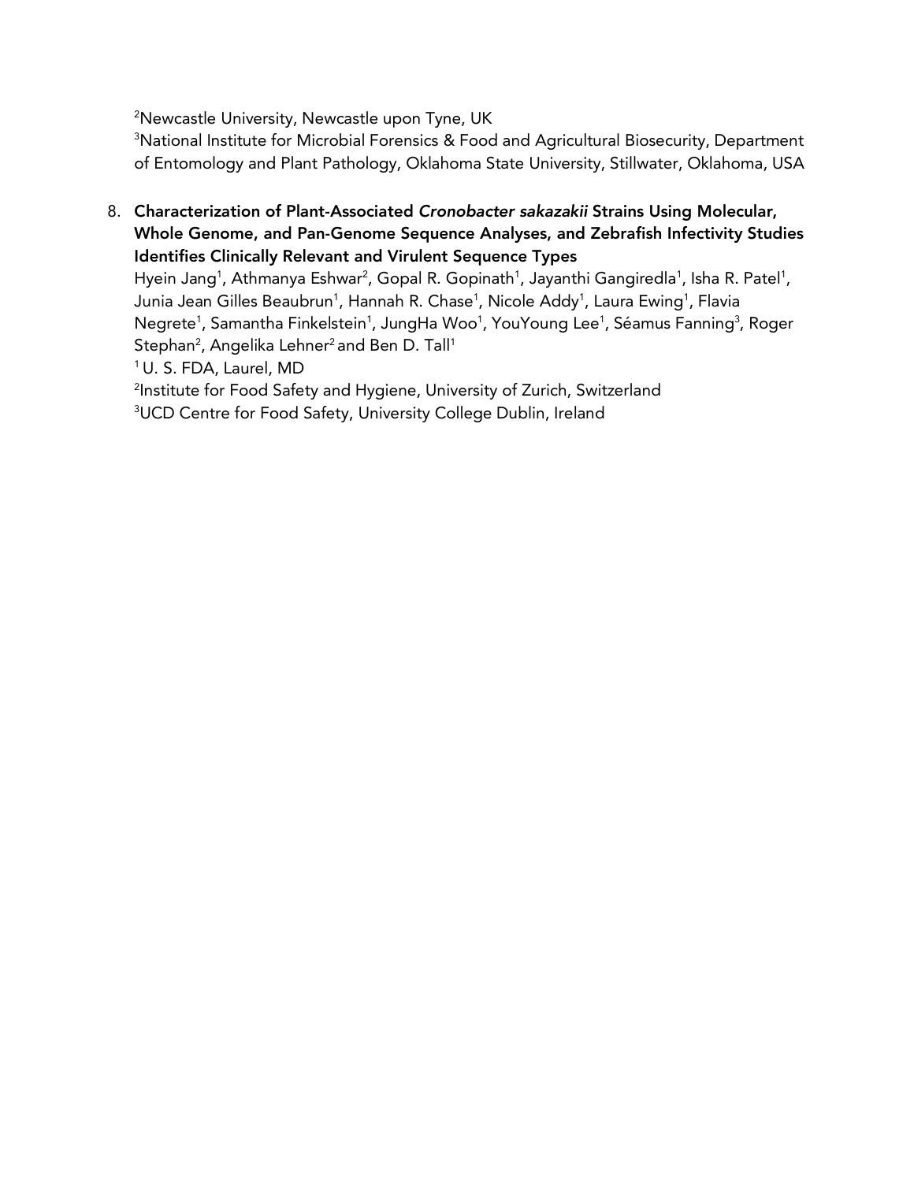[2]Newcastle University, Newcastle upon Tyne, UK
[3]National Institute for Microbial Forensics & Food and Agricultural Biosecurity, Department of Entomology and Plant Pathology, Oklahoma State University, Stillwater, Oklahoma, USA

8. **Characterization of Plant-Associated *Cronobacter sakazakii* Strains Using Molecular, Whole Genome, and Pan-Genome Sequence Analyses, and Zebrafish Infectivity Studies Identifies Clinically Relevant and Virulent Sequence Types**
   Hyein Jang[1], Athmanya Eshwar[2], Gopal R. Gopinath[1], Jayanthi Gangiredla[1], Isha R. Patel[1], Junia Jean Gilles Beaubrun[1], Hannah R. Chase[1], Nicole Addy[1], Laura Ewing[1], Flavia Negrete[1], Samantha Finkelstein[1], JungHa Woo[1], YouYoung Lee[1], Séamus Fanning[3], Roger Stephan[2], Angelika Lehner[2] and Ben D. Tall[1]
   [1] U. S. FDA, Laurel, MD
   [2]Institute for Food Safety and Hygiene, University of Zurich, Switzerland
   [3]UCD Centre for Food Safety, University College Dublin, Ireland